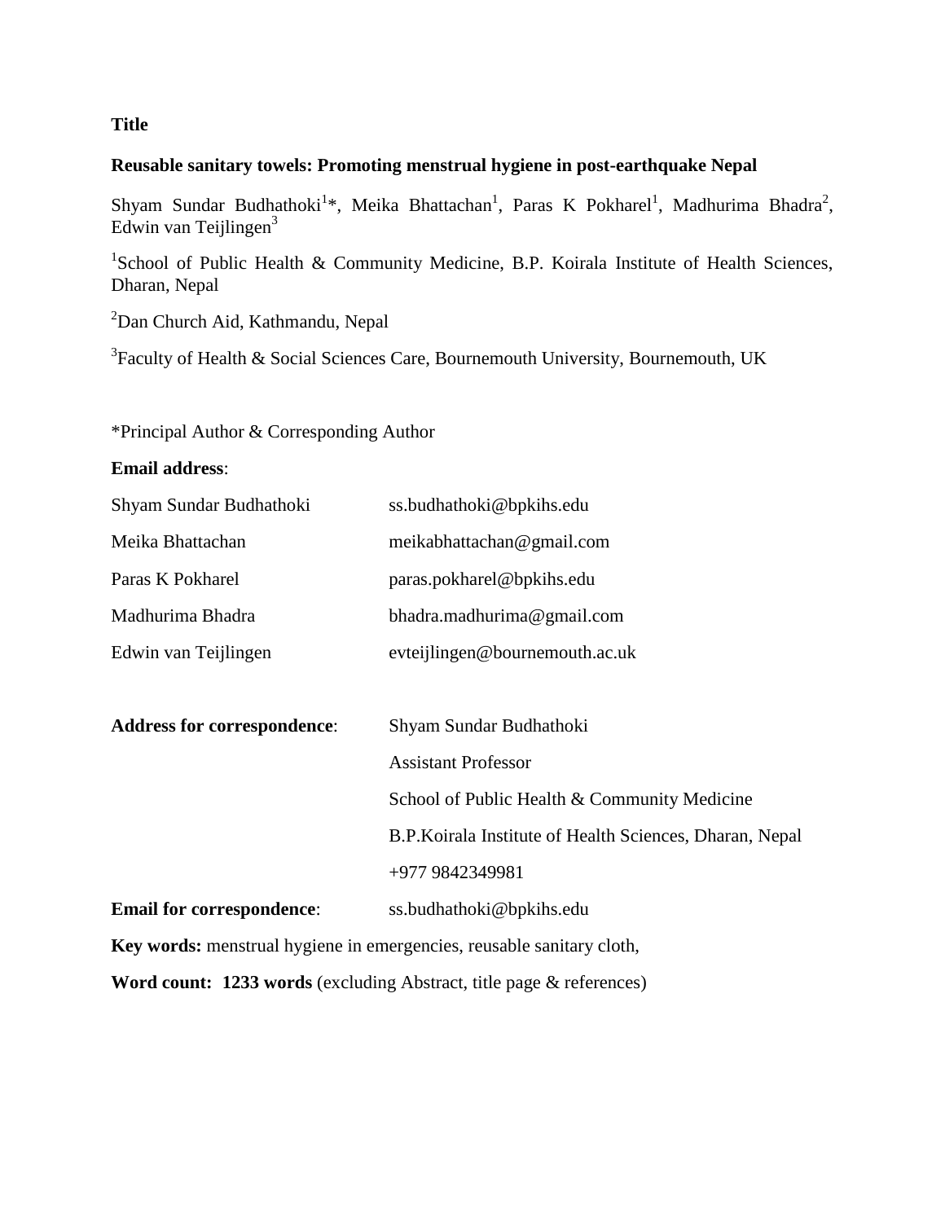**Title**

**Reusable sanitary towels: Promoting menstrual hygiene in post-earthquake Nepal**

Shyam Sundar Budhathoki[1]*, Meika Bhattachan[1], Paras K Pokharel[1], Madhurima Bhadra[2], Edwin van Teijlingen[3]

[1]School of Public Health & Community Medicine, B.P. Koirala Institute of Health Sciences, Dharan, Nepal

[2]Dan Church Aid, Kathmandu, Nepal

[3]Faculty of Health & Social Sciences Care, Bournemouth University, Bournemouth, UK

*Principal Author & Corresponding Author

**Email address**:

| | |
|---|---|
| Shyam Sundar Budhathoki | ss.budhathoki@bpkihs.edu |
| Meika Bhattachan | meikabhattachan@gmail.com |
| Paras K Pokharel | paras.pokharel@bpkihs.edu |
| Madhurima Bhadra | bhadra.madhurima@gmail.com |
| Edwin van Teijlingen | evteijlingen@bournemouth.ac.uk |

**Address for correspondence**: Shyam Sundar Budhathoki
Assistant Professor
School of Public Health & Community Medicine
B.P.Koirala Institute of Health Sciences, Dharan, Nepal
+977 9842349981

**Email for correspondence**: ss.budhathoki@bpkihs.edu

**Key words:** menstrual hygiene in emergencies, reusable sanitary cloth,

**Word count: 1233 words** (excluding Abstract, title page & references)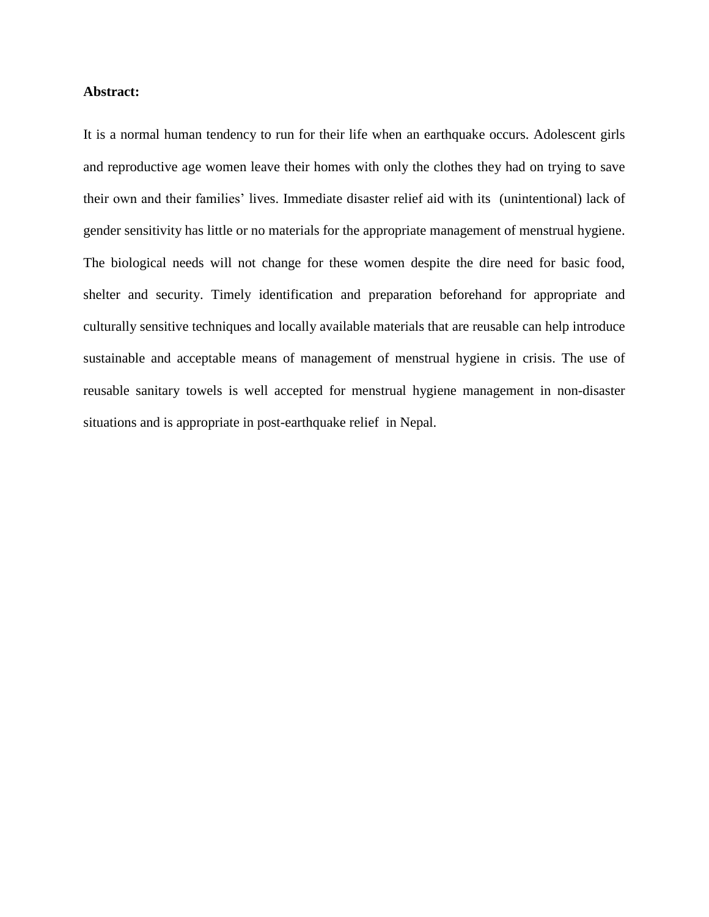**Abstract:**

It is a normal human tendency to run for their life when an earthquake occurs. Adolescent girls and reproductive age women leave their homes with only the clothes they had on trying to save their own and their families' lives. Immediate disaster relief aid with its (unintentional) lack of gender sensitivity has little or no materials for the appropriate management of menstrual hygiene. The biological needs will not change for these women despite the dire need for basic food, shelter and security. Timely identification and preparation beforehand for appropriate and culturally sensitive techniques and locally available materials that are reusable can help introduce sustainable and acceptable means of management of menstrual hygiene in crisis. The use of reusable sanitary towels is well accepted for menstrual hygiene management in non-disaster situations and is appropriate in post-earthquake relief in Nepal.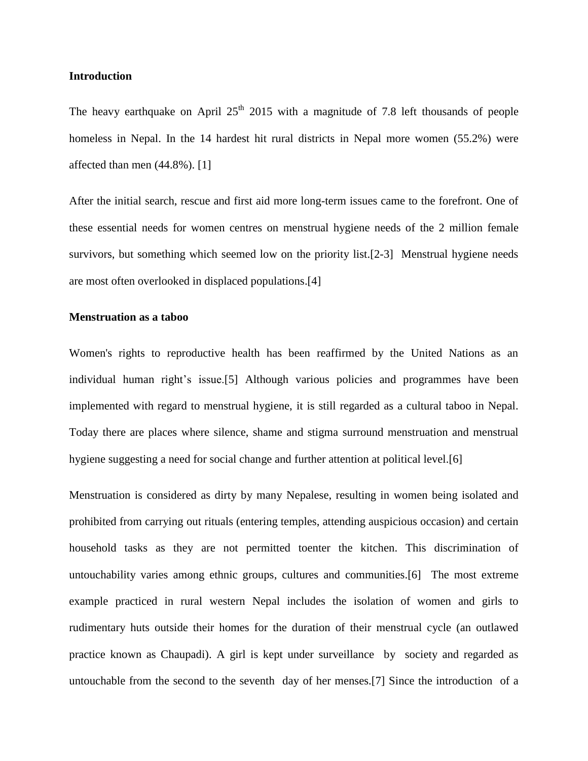**Introduction**

The heavy earthquake on April 25$^{th}$ 2015 with a magnitude of 7.8 left thousands of people homeless in Nepal. In the 14 hardest hit rural districts in Nepal more women (55.2%) were affected than men (44.8%). [1]

After the initial search, rescue and first aid more long-term issues came to the forefront. One of these essential needs for women centres on menstrual hygiene needs of the 2 million female survivors, but something which seemed low on the priority list.[2-3] Menstrual hygiene needs are most often overlooked in displaced populations.[4]

**Menstruation as a taboo**

Women's rights to reproductive health has been reaffirmed by the United Nations as an individual human right's issue.[5] Although various policies and programmes have been implemented with regard to menstrual hygiene, it is still regarded as a cultural taboo in Nepal. Today there are places where silence, shame and stigma surround menstruation and menstrual hygiene suggesting a need for social change and further attention at political level.[6]

Menstruation is considered as dirty by many Nepalese, resulting in women being isolated and prohibited from carrying out rituals (entering temples, attending auspicious occasion) and certain household tasks as they are not permitted toenter the kitchen. This discrimination of untouchability varies among ethnic groups, cultures and communities.[6] The most extreme example practiced in rural western Nepal includes the isolation of women and girls to rudimentary huts outside their homes for the duration of their menstrual cycle (an outlawed practice known as Chaupadi). A girl is kept under surveillance by society and regarded as untouchable from the second to the seventh day of her menses.[7] Since the introduction of a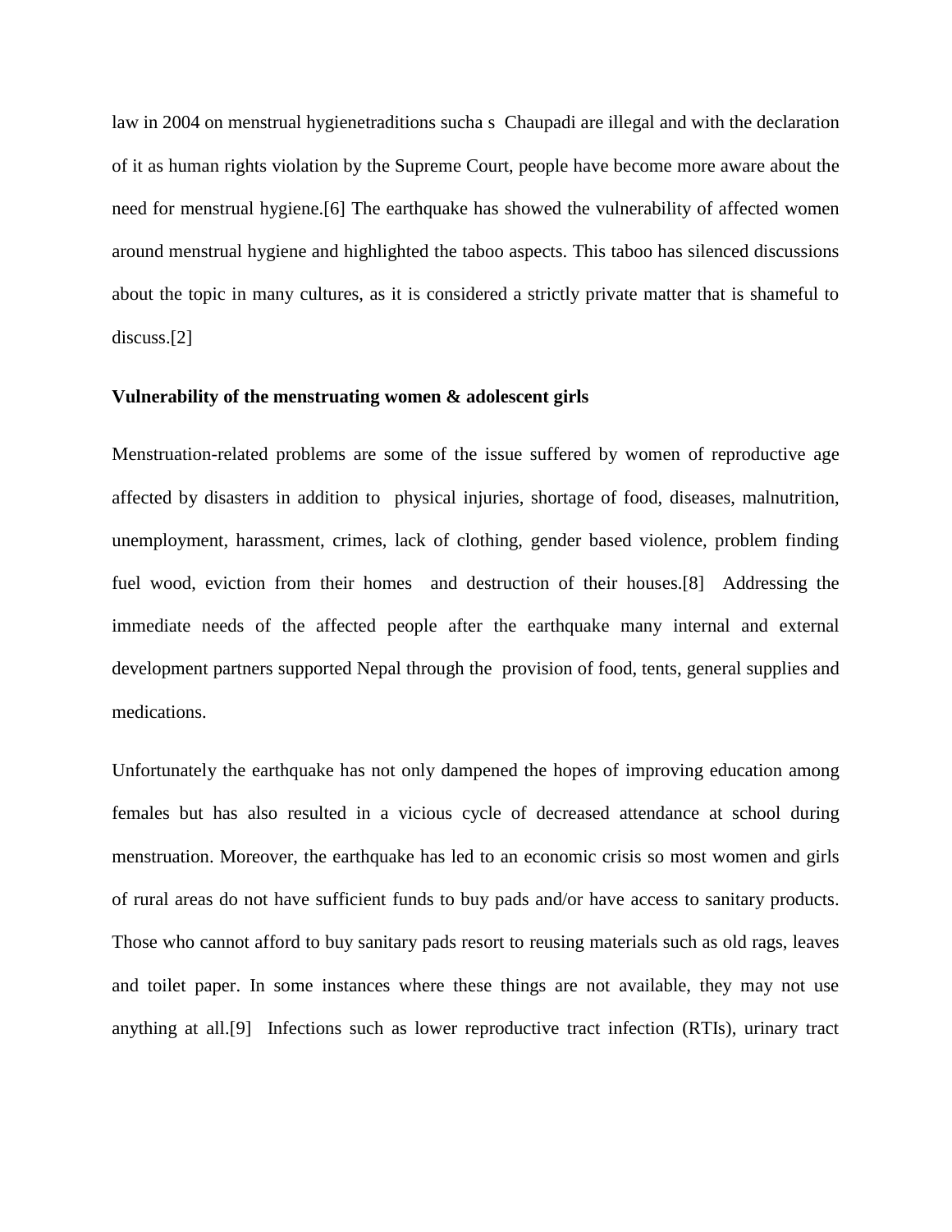law in 2004 on menstrual hygienetraditions sucha s Chaupadi are illegal and with the declaration of it as human rights violation by the Supreme Court, people have become more aware about the need for menstrual hygiene.[6] The earthquake has showed the vulnerability of affected women around menstrual hygiene and highlighted the taboo aspects. This taboo has silenced discussions about the topic in many cultures, as it is considered a strictly private matter that is shameful to discuss.[2]

**Vulnerability of the menstruating women & adolescent girls**

Menstruation-related problems are some of the issue suffered by women of reproductive age affected by disasters in addition to physical injuries, shortage of food, diseases, malnutrition, unemployment, harassment, crimes, lack of clothing, gender based violence, problem finding fuel wood, eviction from their homes and destruction of their houses.[8] Addressing the immediate needs of the affected people after the earthquake many internal and external development partners supported Nepal through the provision of food, tents, general supplies and medications.

Unfortunately the earthquake has not only dampened the hopes of improving education among females but has also resulted in a vicious cycle of decreased attendance at school during menstruation. Moreover, the earthquake has led to an economic crisis so most women and girls of rural areas do not have sufficient funds to buy pads and/or have access to sanitary products. Those who cannot afford to buy sanitary pads resort to reusing materials such as old rags, leaves and toilet paper. In some instances where these things are not available, they may not use anything at all.[9] Infections such as lower reproductive tract infection (RTIs), urinary tract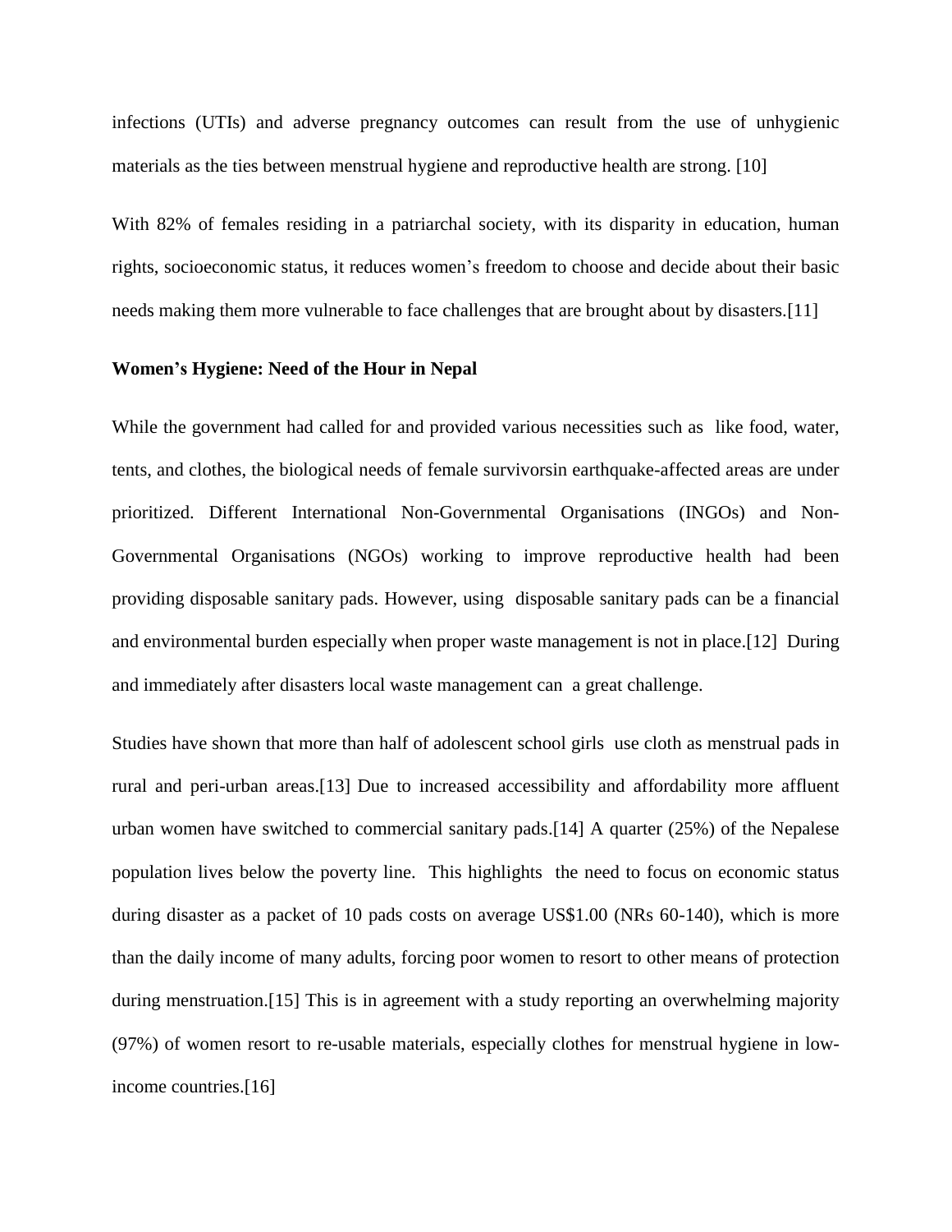infections (UTIs) and adverse pregnancy outcomes can result from the use of unhygienic materials as the ties between menstrual hygiene and reproductive health are strong. [10]

With 82% of females residing in a patriarchal society, with its disparity in education, human rights, socioeconomic status, it reduces women's freedom to choose and decide about their basic needs making them more vulnerable to face challenges that are brought about by disasters.[11]

**Women's Hygiene: Need of the Hour in Nepal**

While the government had called for and provided various necessities such as like food, water, tents, and clothes, the biological needs of female survivorsin earthquake-affected areas are under prioritized. Different International Non-Governmental Organisations (INGOs) and Non-Governmental Organisations (NGOs) working to improve reproductive health had been providing disposable sanitary pads. However, using disposable sanitary pads can be a financial and environmental burden especially when proper waste management is not in place.[12] During and immediately after disasters local waste management can a great challenge.

Studies have shown that more than half of adolescent school girls use cloth as menstrual pads in rural and peri-urban areas.[13] Due to increased accessibility and affordability more affluent urban women have switched to commercial sanitary pads.[14] A quarter (25%) of the Nepalese population lives below the poverty line. This highlights the need to focus on economic status during disaster as a packet of 10 pads costs on average US$1.00 (NRs 60-140), which is more than the daily income of many adults, forcing poor women to resort to other means of protection during menstruation.[15] This is in agreement with a study reporting an overwhelming majority (97%) of women resort to re-usable materials, especially clothes for menstrual hygiene in low-income countries.[16]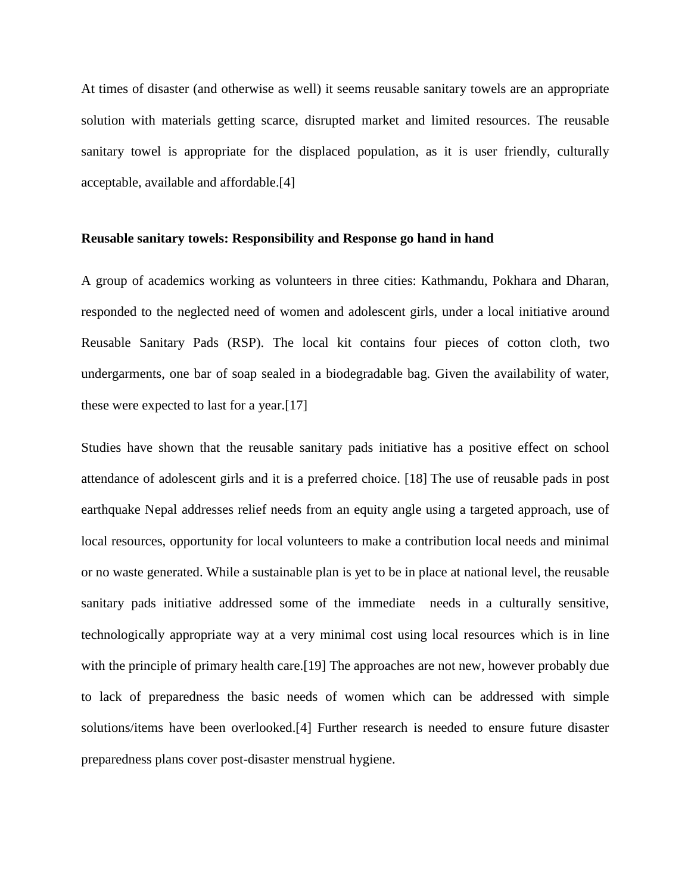At times of disaster (and otherwise as well) it seems reusable sanitary towels are an appropriate solution with materials getting scarce, disrupted market and limited resources. The reusable sanitary towel is appropriate for the displaced population, as it is user friendly, culturally acceptable, available and affordable.[4]

**Reusable sanitary towels: Responsibility and Response go hand in hand**

A group of academics working as volunteers in three cities: Kathmandu, Pokhara and Dharan, responded to the neglected need of women and adolescent girls, under a local initiative around Reusable Sanitary Pads (RSP). The local kit contains four pieces of cotton cloth, two undergarments, one bar of soap sealed in a biodegradable bag. Given the availability of water, these were expected to last for a year.[17]

Studies have shown that the reusable sanitary pads initiative has a positive effect on school attendance of adolescent girls and it is a preferred choice. [18] The use of reusable pads in post earthquake Nepal addresses relief needs from an equity angle using a targeted approach, use of local resources, opportunity for local volunteers to make a contribution local needs and minimal or no waste generated. While a sustainable plan is yet to be in place at national level, the reusable sanitary pads initiative addressed some of the immediate needs in a culturally sensitive, technologically appropriate way at a very minimal cost using local resources which is in line with the principle of primary health care.[19] The approaches are not new, however probably due to lack of preparedness the basic needs of women which can be addressed with simple solutions/items have been overlooked.[4] Further research is needed to ensure future disaster preparedness plans cover post-disaster menstrual hygiene.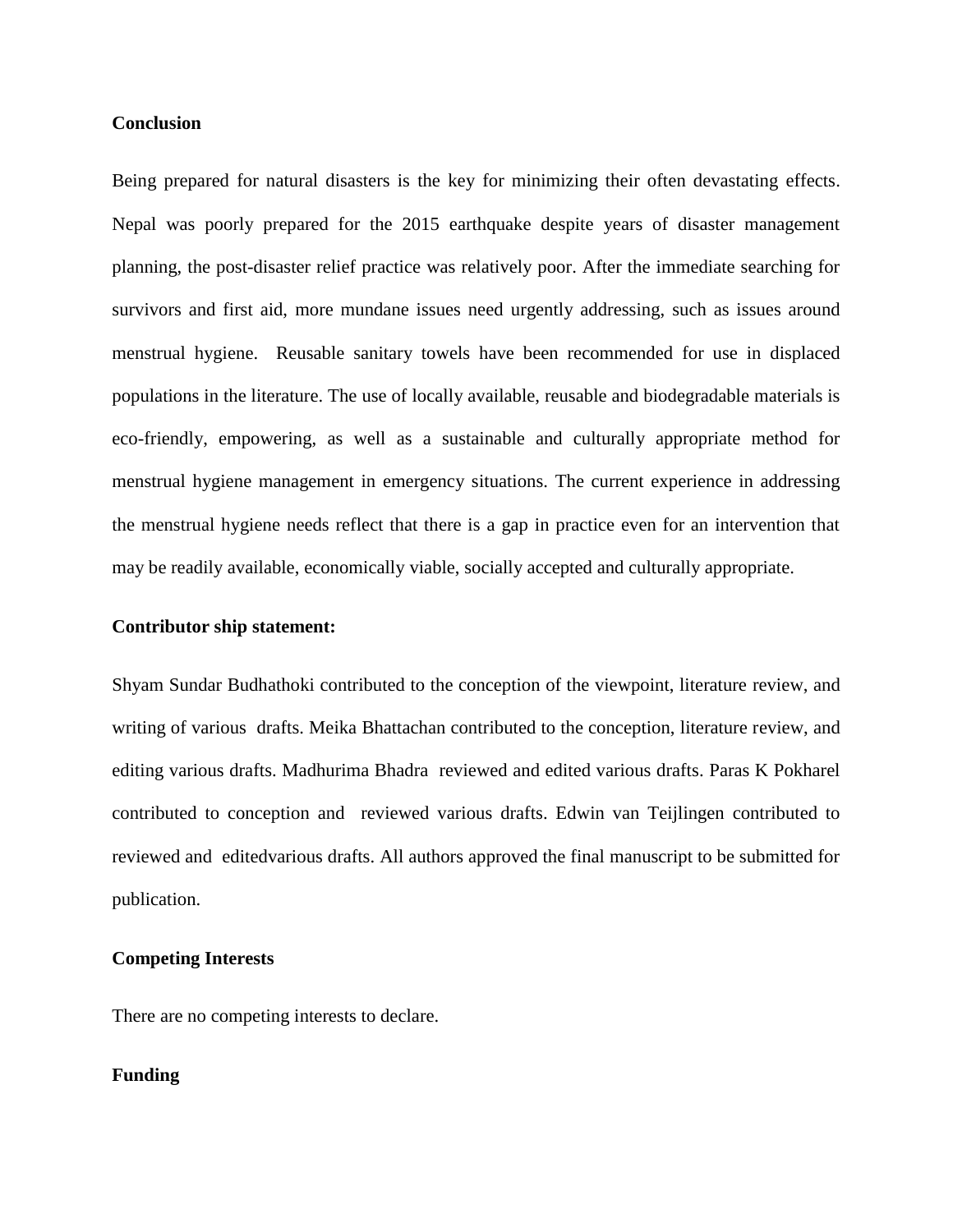**Conclusion**

Being prepared for natural disasters is the key for minimizing their often devastating effects. Nepal was poorly prepared for the 2015 earthquake despite years of disaster management planning, the post-disaster relief practice was relatively poor. After the immediate searching for survivors and first aid, more mundane issues need urgently addressing, such as issues around menstrual hygiene. Reusable sanitary towels have been recommended for use in displaced populations in the literature. The use of locally available, reusable and biodegradable materials is eco-friendly, empowering, as well as a sustainable and culturally appropriate method for menstrual hygiene management in emergency situations. The current experience in addressing the menstrual hygiene needs reflect that there is a gap in practice even for an intervention that may be readily available, economically viable, socially accepted and culturally appropriate.

**Contributor ship statement:**

Shyam Sundar Budhathoki contributed to the conception of the viewpoint, literature review, and writing of various drafts. Meika Bhattachan contributed to the conception, literature review, and editing various drafts. Madhurima Bhadra reviewed and edited various drafts. Paras K Pokharel contributed to conception and reviewed various drafts. Edwin van Teijlingen contributed to reviewed and editedvarious drafts. All authors approved the final manuscript to be submitted for publication.

**Competing Interests**

There are no competing interests to declare.

**Funding**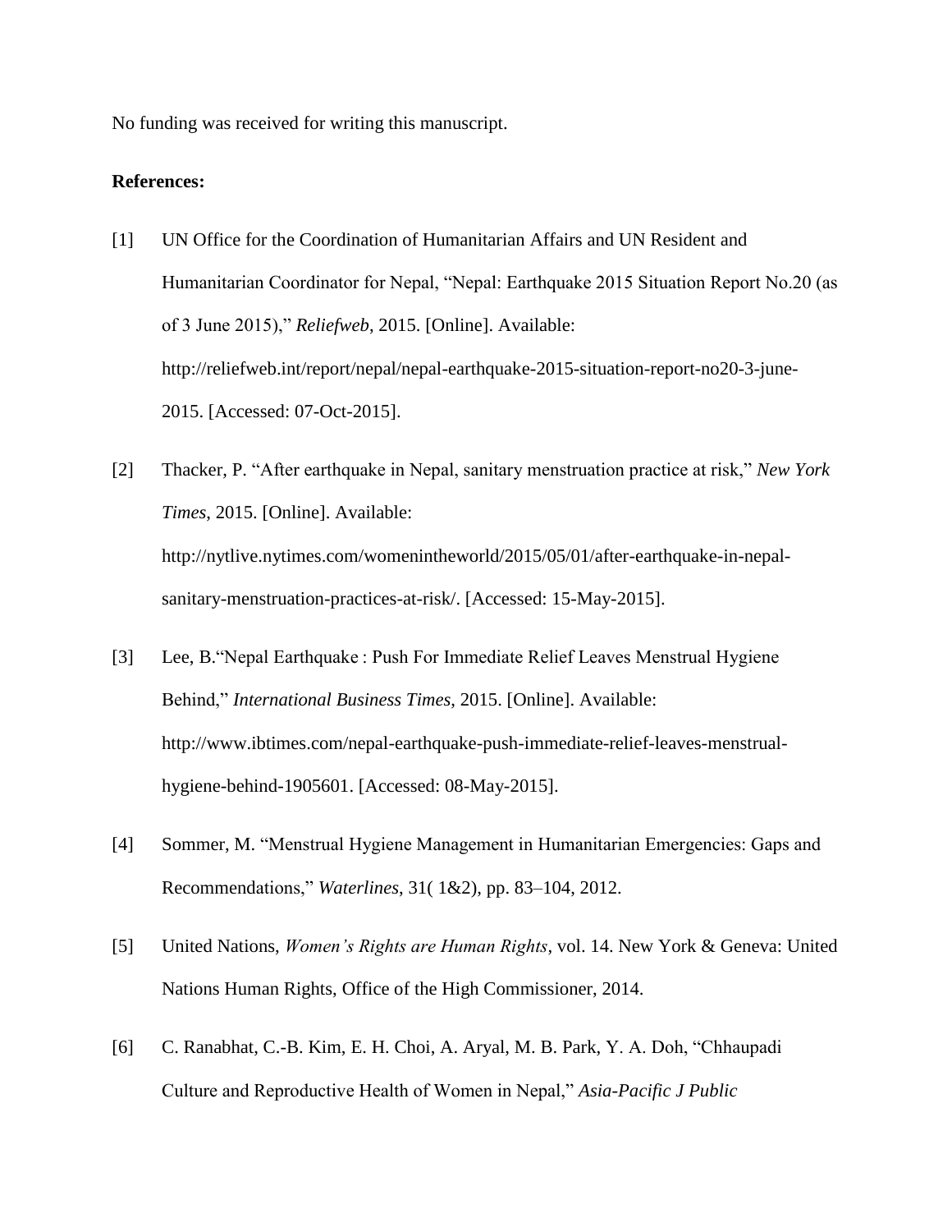No funding was received for writing this manuscript.

**References:**

[1] UN Office for the Coordination of Humanitarian Affairs and UN Resident and Humanitarian Coordinator for Nepal, "Nepal: Earthquake 2015 Situation Report No.20 (as of 3 June 2015)," *Reliefweb*, 2015. [Online]. Available: http://reliefweb.int/report/nepal/nepal-earthquake-2015-situation-report-no20-3-june-2015. [Accessed: 07-Oct-2015].

[2] Thacker, P. "After earthquake in Nepal, sanitary menstruation practice at risk," *New York Times*, 2015. [Online]. Available: http://nytlive.nytimes.com/womenintheworld/2015/05/01/after-earthquake-in-nepal-sanitary-menstruation-practices-at-risk/. [Accessed: 15-May-2015].

[3] Lee, B."Nepal Earthquake : Push For Immediate Relief Leaves Menstrual Hygiene Behind," *International Business Times*, 2015. [Online]. Available: http://www.ibtimes.com/nepal-earthquake-push-immediate-relief-leaves-menstrual-hygiene-behind-1905601. [Accessed: 08-May-2015].

[4] Sommer, M. "Menstrual Hygiene Management in Humanitarian Emergencies: Gaps and Recommendations," *Waterlines*, 31( 1&2), pp. 83–104, 2012.

[5] United Nations, *Women's Rights are Human Rights*, vol. 14. New York & Geneva: United Nations Human Rights, Office of the High Commissioner, 2014.

[6] C. Ranabhat, C.-B. Kim, E. H. Choi, A. Aryal, M. B. Park, Y. A. Doh, "Chhaupadi Culture and Reproductive Health of Women in Nepal," *Asia-Pacific J Public*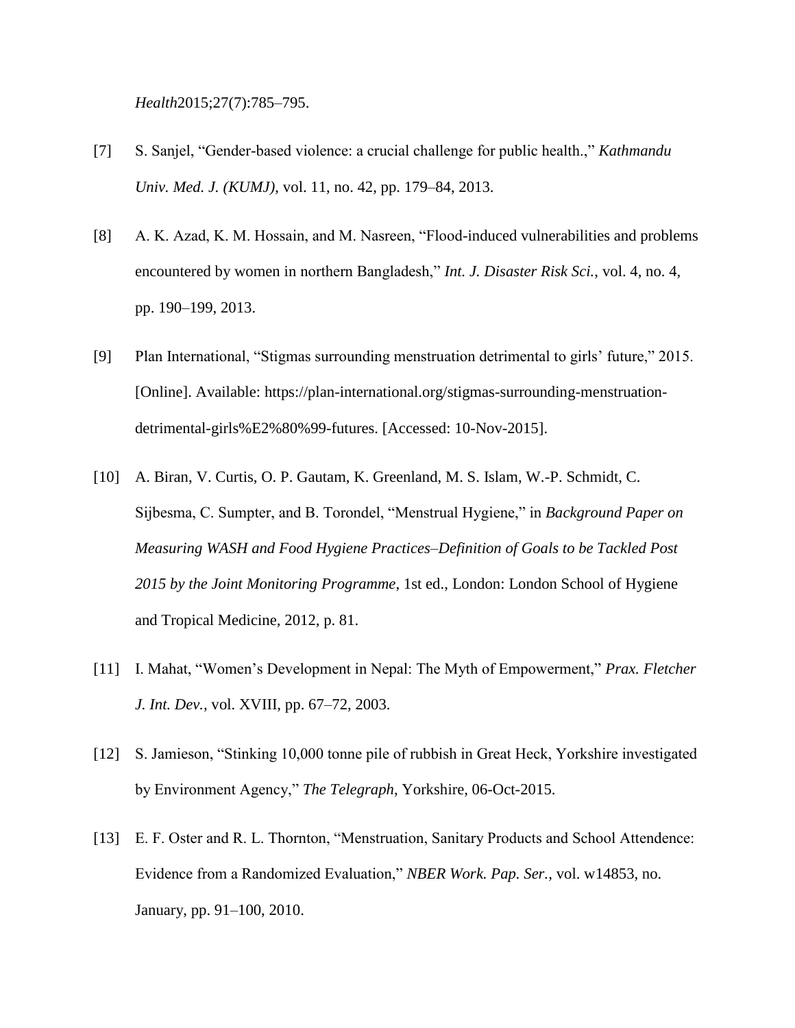*Health*2015;27(7):785–795.

[7] S. Sanjel, "Gender-based violence: a crucial challenge for public health.," *Kathmandu Univ. Med. J. (KUMJ)*, vol. 11, no. 42, pp. 179–84, 2013.

[8] A. K. Azad, K. M. Hossain, and M. Nasreen, "Flood-induced vulnerabilities and problems encountered by women in northern Bangladesh," *Int. J. Disaster Risk Sci.*, vol. 4, no. 4, pp. 190–199, 2013.

[9] Plan International, "Stigmas surrounding menstruation detrimental to girls' future," 2015. [Online]. Available: https://plan-international.org/stigmas-surrounding-menstruation-detrimental-girls%E2%80%99-futures. [Accessed: 10-Nov-2015].

[10] A. Biran, V. Curtis, O. P. Gautam, K. Greenland, M. S. Islam, W.-P. Schmidt, C. Sijbesma, C. Sumpter, and B. Torondel, "Menstrual Hygiene," in *Background Paper on Measuring WASH and Food Hygiene Practices–Definition of Goals to be Tackled Post 2015 by the Joint Monitoring Programme*, 1st ed., London: London School of Hygiene and Tropical Medicine, 2012, p. 81.

[11] I. Mahat, "Women's Development in Nepal: The Myth of Empowerment," *Prax. Fletcher J. Int. Dev.*, vol. XVIII, pp. 67–72, 2003.

[12] S. Jamieson, "Stinking 10,000 tonne pile of rubbish in Great Heck, Yorkshire investigated by Environment Agency," *The Telegraph*, Yorkshire, 06-Oct-2015.

[13] E. F. Oster and R. L. Thornton, "Menstruation, Sanitary Products and School Attendence: Evidence from a Randomized Evaluation," *NBER Work. Pap. Ser.*, vol. w14853, no. January, pp. 91–100, 2010.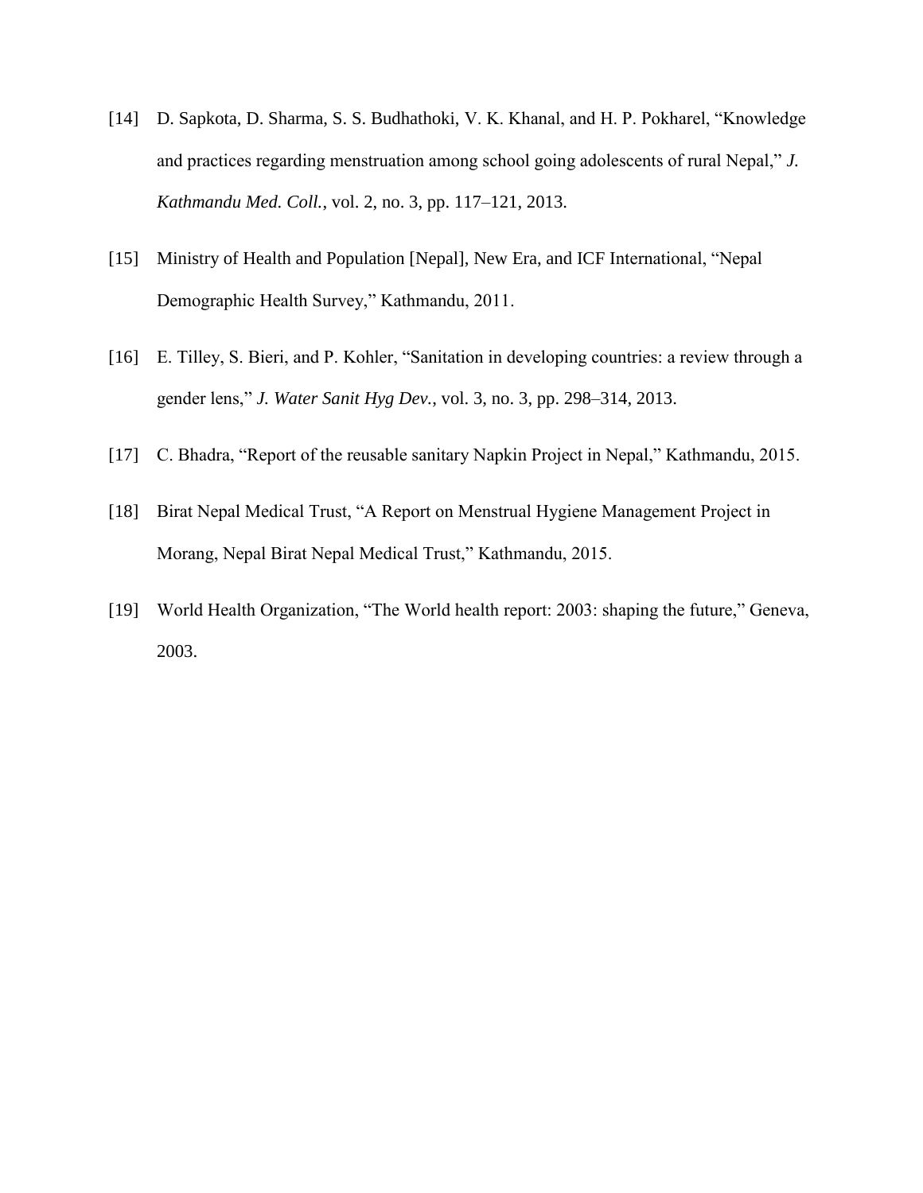[14] D. Sapkota, D. Sharma, S. S. Budhathoki, V. K. Khanal, and H. P. Pokharel, "Knowledge and practices regarding menstruation among school going adolescents of rural Nepal," *J. Kathmandu Med. Coll.*, vol. 2, no. 3, pp. 117–121, 2013.

[15] Ministry of Health and Population [Nepal], New Era, and ICF International, "Nepal Demographic Health Survey," Kathmandu, 2011.

[16] E. Tilley, S. Bieri, and P. Kohler, "Sanitation in developing countries: a review through a gender lens," *J. Water Sanit Hyg Dev.*, vol. 3, no. 3, pp. 298–314, 2013.

[17] C. Bhadra, "Report of the reusable sanitary Napkin Project in Nepal," Kathmandu, 2015.

[18] Birat Nepal Medical Trust, "A Report on Menstrual Hygiene Management Project in Morang, Nepal Birat Nepal Medical Trust," Kathmandu, 2015.

[19] World Health Organization, "The World health report: 2003: shaping the future," Geneva, 2003.